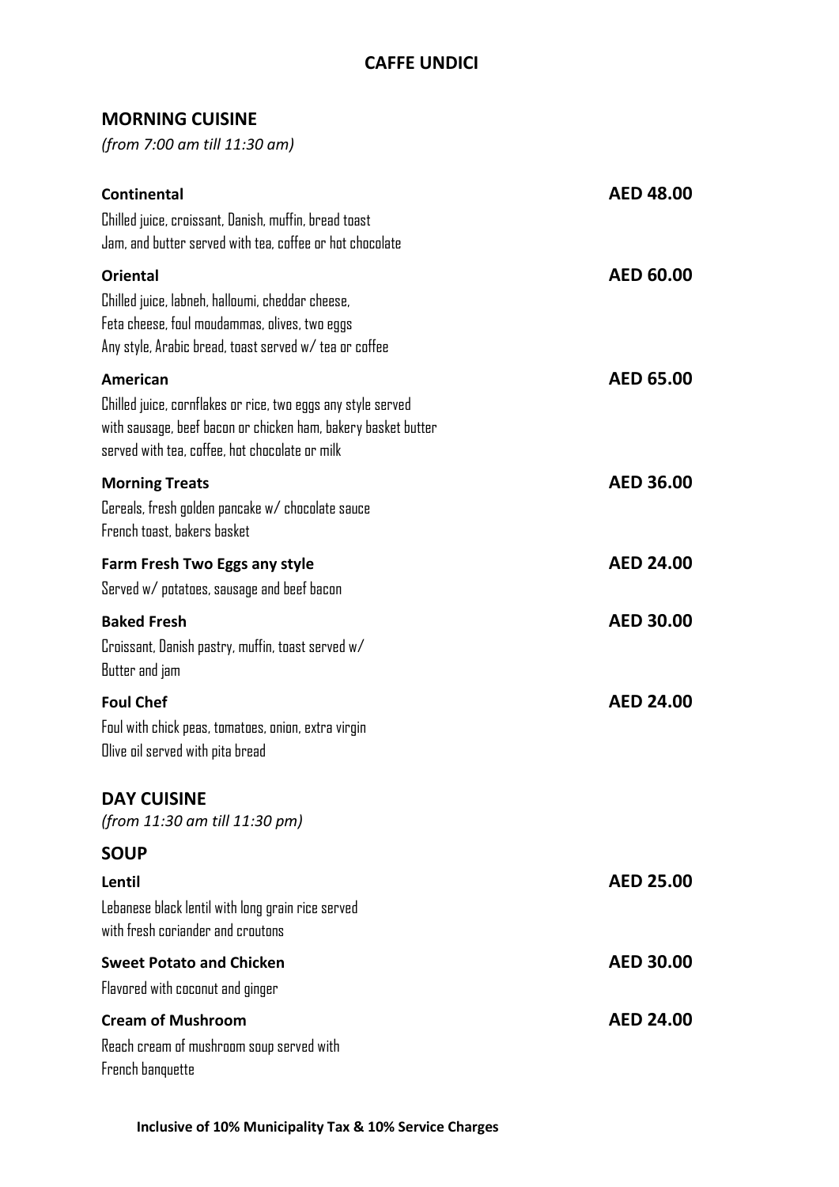# CAFFE UNDICI

## MORNING CUISINE

*(from 7:00 am till 11:30 am)*

**Continental** — **AED 48.00**
Chilled juice, croissant, Danish, muffin, bread toast
Jam, and butter served with tea, coffee or hot chocolate

**Oriental** — **AED 60.00**
Chilled juice, labneh, halloumi, cheddar cheese,
Feta cheese, foul moudammas, olives, two eggs
Any style, Arabic bread, toast served w/ tea or coffee

**American** — **AED 65.00**
Chilled juice, cornflakes or rice, two eggs any style served
with sausage, beef bacon or chicken ham, bakery basket butter
served with tea, coffee, hot chocolate or milk

**Morning Treats** — **AED 36.00**
Cereals, fresh golden pancake w/ chocolate sauce
French toast, bakers basket

**Farm Fresh Two Eggs any style** — **AED 24.00**
Served w/ potatoes, sausage and beef bacon

**Baked Fresh** — **AED 30.00**
Croissant, Danish pastry, muffin, toast served w/
Butter and jam

**Foul Chef** — **AED 24.00**
Foul with chick peas, tomatoes, onion, extra virgin
Olive oil served with pita bread

## DAY CUISINE

*(from 11:30 am till 11:30 pm)*

## SOUP

**Lentil** — **AED 25.00**
Lebanese black lentil with long grain rice served
with fresh coriander and croutons

**Sweet Potato and Chicken** — **AED 30.00**
Flavored with coconut and ginger

**Cream of Mushroom** — **AED 24.00**
Reach cream of mushroom soup served with
French banquette

**Inclusive of 10% Municipality Tax & 10% Service Charges**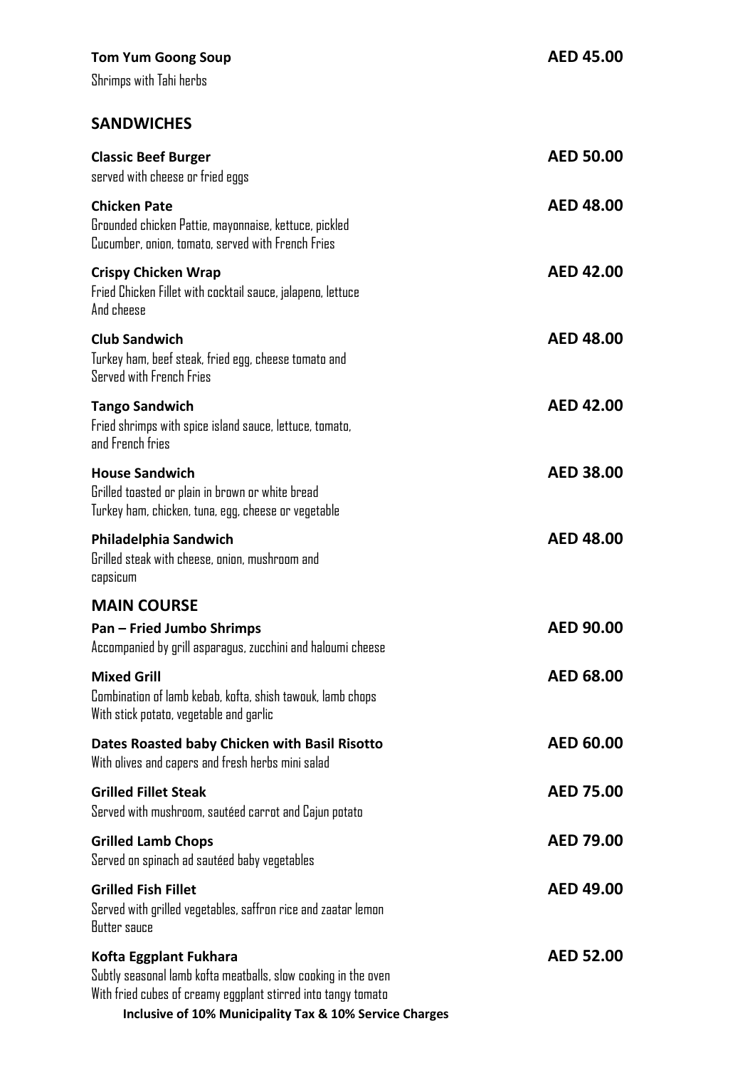**Tom Yum Goong Soup** — **AED 45.00**
Shrimps with Tahi herbs

## SANDWICHES

**Classic Beef Burger** — **AED 50.00**
served with cheese or fried eggs

**Chicken Pate** — **AED 48.00**
Grounded chicken Pattie, mayonnaise, kettuce, pickled
Cucumber, onion, tomato, served with French Fries

**Crispy Chicken Wrap** — **AED 42.00**
Fried Chicken Fillet with cocktail sauce, jalapeno, lettuce
And cheese

**Club Sandwich** — **AED 48.00**
Turkey ham, beef steak, fried egg, cheese tomato and
Served with French Fries

**Tango Sandwich** — **AED 42.00**
Fried shrimps with spice island sauce, lettuce, tomato,
and French fries

**House Sandwich** — **AED 38.00**
Grilled toasted or plain in brown or white bread
Turkey ham, chicken, tuna, egg, cheese or vegetable

**Philadelphia Sandwich** — **AED 48.00**
Grilled steak with cheese, onion, mushroom and
capsicum

## MAIN COURSE

**Pan – Fried Jumbo Shrimps** — **AED 90.00**
Accompanied by grill asparagus, zucchini and haloumi cheese

**Mixed Grill** — **AED 68.00**
Combination of lamb kebab, kofta, shish tawouk, lamb chops
With stick potato, vegetable and garlic

**Dates Roasted baby Chicken with Basil Risotto** — **AED 60.00**
With olives and capers and fresh herbs mini salad

**Grilled Fillet Steak** — **AED 75.00**
Served with mushroom, sautéed carrot and Cajun potato

**Grilled Lamb Chops** — **AED 79.00**
Served on spinach ad sautéed baby vegetables

**Grilled Fish Fillet** — **AED 49.00**
Served with grilled vegetables, saffron rice and zaatar lemon
Butter sauce

**Kofta Eggplant Fukhara** — **AED 52.00**
Subtly seasonal lamb kofta meatballs, slow cooking in the oven
With fried cubes of creamy eggplant stirred into tangy tomato

**Inclusive of 10% Municipality Tax & 10% Service Charges**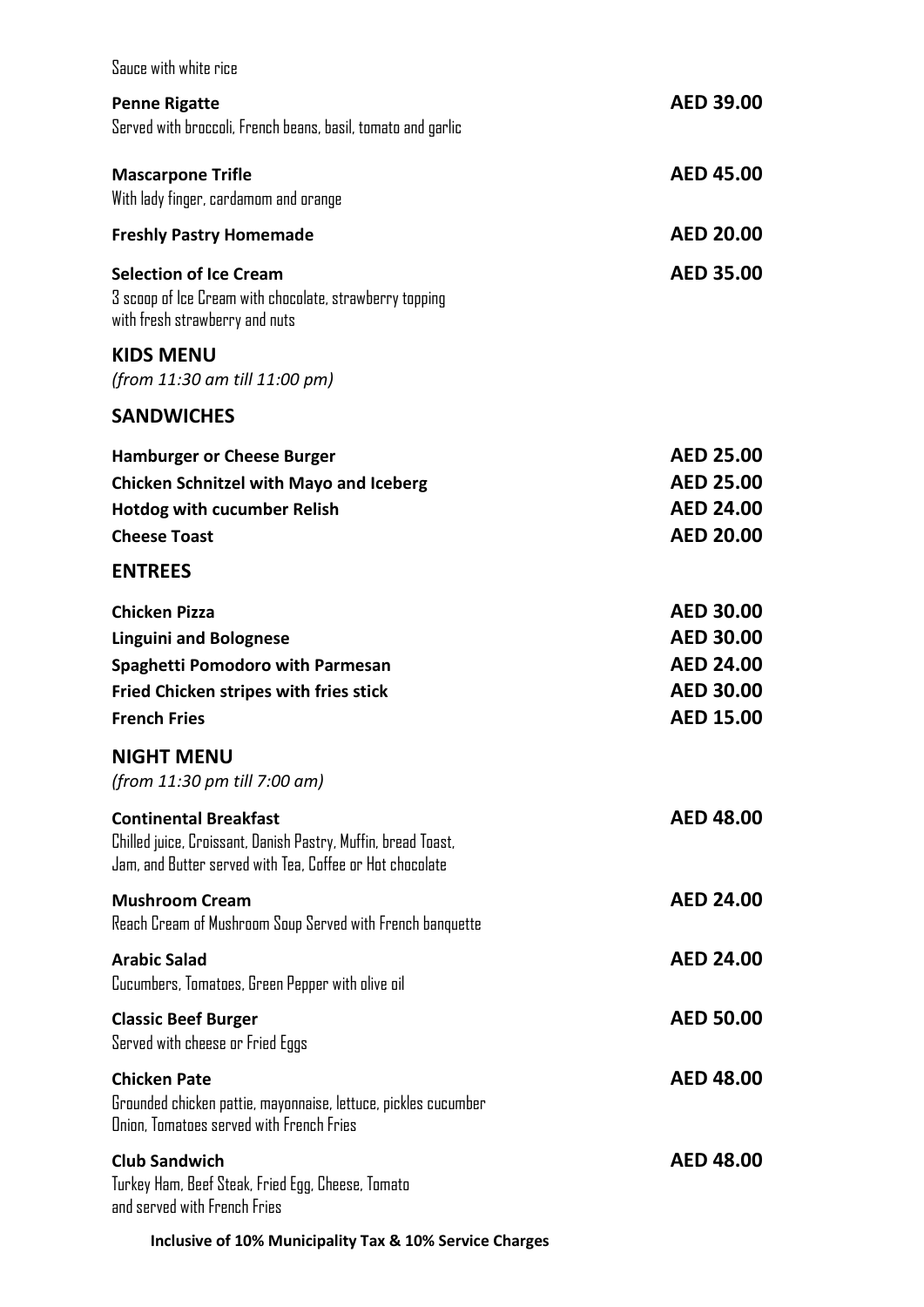Sauce with white rice

**Penne Rigatte** **AED 39.00**
Served with broccoli, French beans, basil, tomato and garlic

**Mascarpone Trifle** **AED 45.00**
With lady finger, cardamom and orange

**Freshly Pastry Homemade** **AED 20.00**

**Selection of Ice Cream** **AED 35.00**
3 scoop of Ice Cream with chocolate, strawberry topping
with fresh strawberry and nuts

## KIDS MENU

*(from 11:30 am till 11:00 pm)*

## SANDWICHES

| | |
|---|---|
| **Hamburger or Cheese Burger** | **AED 25.00** |
| **Chicken Schnitzel with Mayo and Iceberg** | **AED 25.00** |
| **Hotdog with cucumber Relish** | **AED 24.00** |
| **Cheese Toast** | **AED 20.00** |

## ENTREES

| | |
|---|---|
| **Chicken Pizza** | **AED 30.00** |
| **Linguini and Bolognese** | **AED 30.00** |
| **Spaghetti Pomodoro with Parmesan** | **AED 24.00** |
| **Fried Chicken stripes with fries stick** | **AED 30.00** |
| **French Fries** | **AED 15.00** |

## NIGHT MENU

*(from 11:30 pm till 7:00 am)*

**Continental Breakfast** **AED 48.00**
Chilled juice, Croissant, Danish Pastry, Muffin, bread Toast,
Jam, and Butter served with Tea, Coffee or Hot chocolate

**Mushroom Cream** **AED 24.00**
Reach Cream of Mushroom Soup Served with French banquette

**Arabic Salad** **AED 24.00**
Cucumbers, Tomatoes, Green Pepper with olive oil

**Classic Beef Burger** **AED 50.00**
Served with cheese or Fried Eggs

**Chicken Pate** **AED 48.00**
Grounded chicken pattie, mayonnaise, lettuce, pickles cucumber
Onion, Tomatoes served with French Fries

**Club Sandwich** **AED 48.00**
Turkey Ham, Beef Steak, Fried Egg, Cheese, Tomato
and served with French Fries

**Inclusive of 10% Municipality Tax & 10% Service Charges**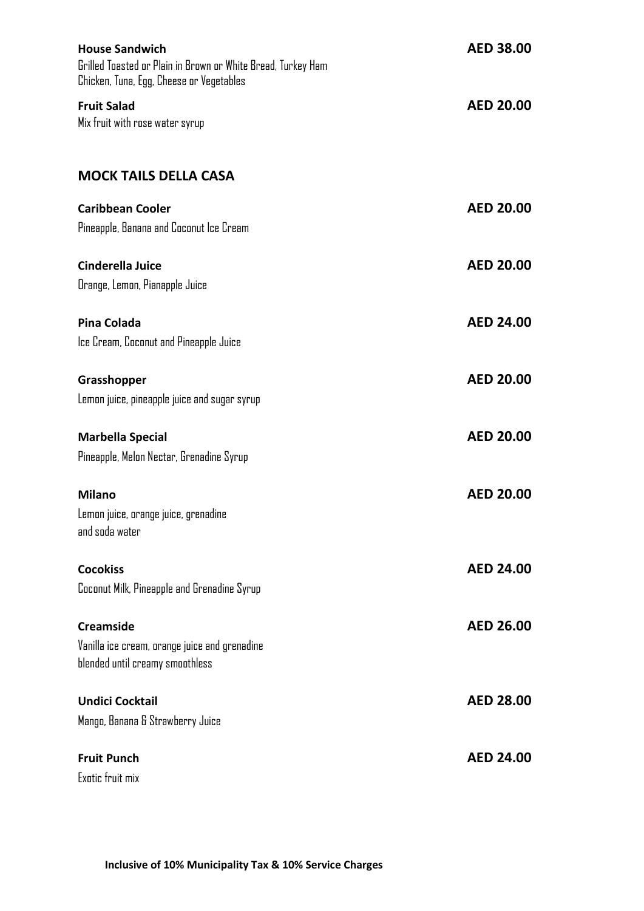**House Sandwich** **AED 38.00**
Grilled Toasted or Plain in Brown or White Bread, Turkey Ham
Chicken, Tuna, Egg, Cheese or Vegetables

**Fruit Salad** **AED 20.00**
Mix fruit with rose water syrup

## MOCK TAILS DELLA CASA

**Caribbean Cooler** **AED 20.00**
Pineapple, Banana and Coconut Ice Cream

**Cinderella Juice** **AED 20.00**
Orange, Lemon, Pianapple Juice

**Pina Colada** **AED 24.00**
Ice Cream, Coconut and Pineapple Juice

**Grasshopper** **AED 20.00**
Lemon juice, pineapple juice and sugar syrup

**Marbella Special** **AED 20.00**
Pineapple, Melon Nectar, Grenadine Syrup

**Milano** **AED 20.00**
Lemon juice, orange juice, grenadine
and soda water

**Cocokiss** **AED 24.00**
Coconut Milk, Pineapple and Grenadine Syrup

**Creamside** **AED 26.00**
Vanilla ice cream, orange juice and grenadine
blended until creamy smoothless

**Undici Cocktail** **AED 28.00**
Mango, Banana & Strawberry Juice

**Fruit Punch** **AED 24.00**
Exotic fruit mix

**Inclusive of 10% Municipality Tax & 10% Service Charges**